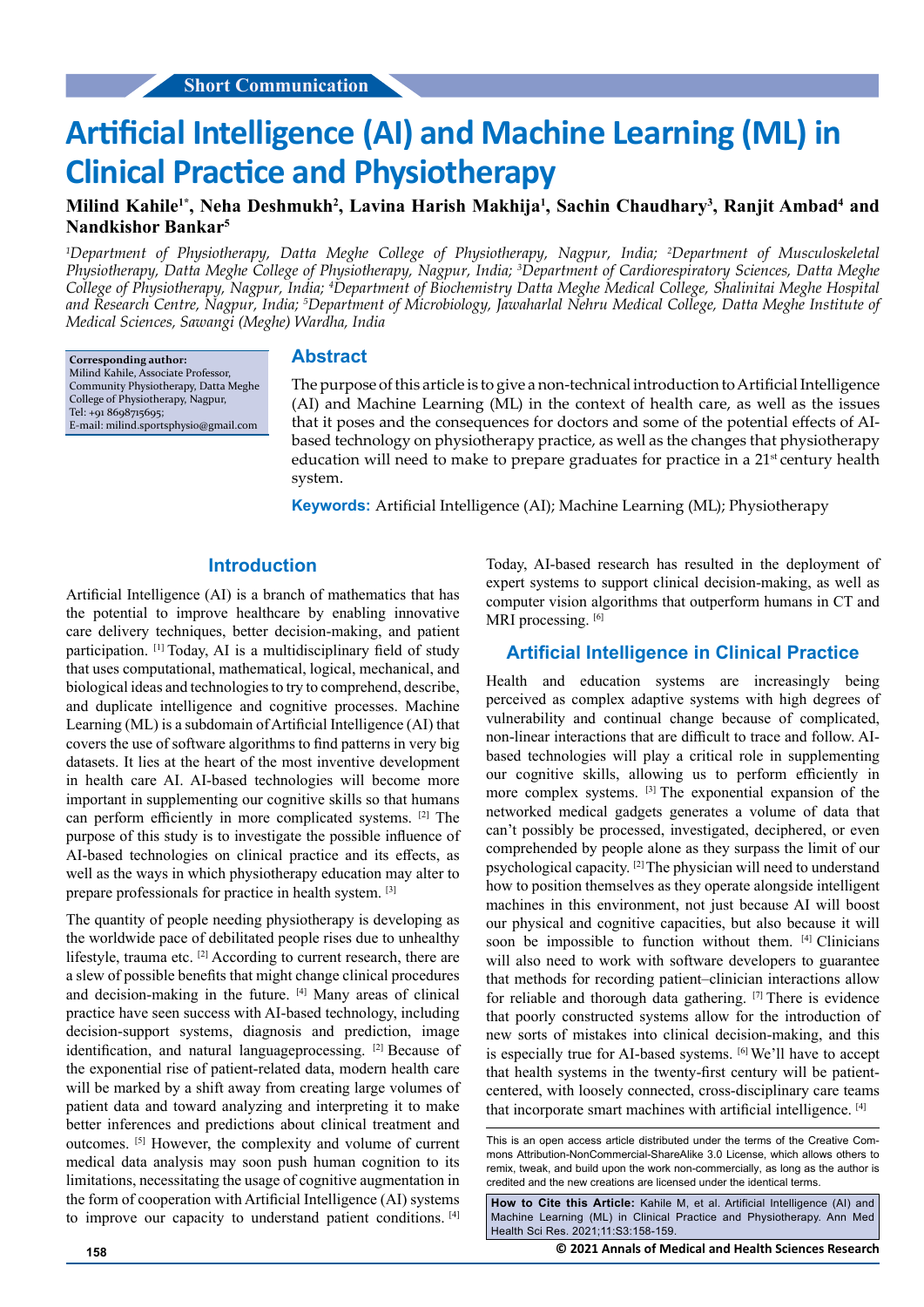Short Communication

# Artificial Intelligence (AI) and Machine Learning (ML) in Clinical Practice and Physiotherapy

**Milind Kahile[1*], Neha Deshmukh[2], Lavina Harish Makhija[1], Sachin Chaudhary[3], Ranjit Ambad[4] and Nandkishor Bankar[5]**

*[1]Department of Physiotherapy, Datta Meghe College of Physiotherapy, Nagpur, India; [2]Department of Musculoskeletal Physiotherapy, Datta Meghe College of Physiotherapy, Nagpur, India; [3]Department of Cardiorespiratory Sciences, Datta Meghe College of Physiotherapy, Nagpur, India; [4]Department of Biochemistry Datta Meghe Medical College, Shalinitai Meghe Hospital and Research Centre, Nagpur, India; [5]Department of Microbiology, Jawaharlal Nehru Medical College, Datta Meghe Institute of Medical Sciences, Sawangi (Meghe) Wardha, India*

**Corresponding author:**
Milind Kahile, Associate Professor, Community Physiotherapy, Datta Meghe College of Physiotherapy, Nagpur,
Tel: +91 8698715695;
E-mail: milind.sportsphysio@gmail.com

## Abstract

The purpose of this article is to give a non-technical introduction to Artificial Intelligence (AI) and Machine Learning (ML) in the context of health care, as well as the issues that it poses and the consequences for doctors and some of the potential effects of AI-based technology on physiotherapy practice, as well as the changes that physiotherapy education will need to make to prepare graduates for practice in a 21st century health system.

**Keywords:** Artificial Intelligence (AI); Machine Learning (ML); Physiotherapy

## Introduction

Artificial Intelligence (AI) is a branch of mathematics that has the potential to improve healthcare by enabling innovative care delivery techniques, better decision-making, and patient participation. [1] Today, AI is a multidisciplinary field of study that uses computational, mathematical, logical, mechanical, and biological ideas and technologies to try to comprehend, describe, and duplicate intelligence and cognitive processes. Machine Learning (ML) is a subdomain of Artificial Intelligence (AI) that covers the use of software algorithms to find patterns in very big datasets. It lies at the heart of the most inventive development in health care AI. AI-based technologies will become more important in supplementing our cognitive skills so that humans can perform efficiently in more complicated systems. [2] The purpose of this study is to investigate the possible influence of AI-based technologies on clinical practice and its effects, as well as the ways in which physiotherapy education may alter to prepare professionals for practice in health system. [3]

The quantity of people needing physiotherapy is developing as the worldwide pace of debilitated people rises due to unhealthy lifestyle, trauma etc. [2] According to current research, there are a slew of possible benefits that might change clinical procedures and decision-making in the future. [4] Many areas of clinical practice have seen success with AI-based technology, including decision-support systems, diagnosis and prediction, image identification, and natural languageprocessing. [2] Because of the exponential rise of patient-related data, modern health care will be marked by a shift away from creating large volumes of patient data and toward analyzing and interpreting it to make better inferences and predictions about clinical treatment and outcomes. [5] However, the complexity and volume of current medical data analysis may soon push human cognition to its limitations, necessitating the usage of cognitive augmentation in the form of cooperation with Artificial Intelligence (AI) systems to improve our capacity to understand patient conditions. [4] Today, AI-based research has resulted in the deployment of expert systems to support clinical decision-making, as well as computer vision algorithms that outperform humans in CT and MRI processing. [6]

## Artificial Intelligence in Clinical Practice

Health and education systems are increasingly being perceived as complex adaptive systems with high degrees of vulnerability and continual change because of complicated, non-linear interactions that are difficult to trace and follow. AI-based technologies will play a critical role in supplementing our cognitive skills, allowing us to perform efficiently in more complex systems. [3] The exponential expansion of the networked medical gadgets generates a volume of data that can't possibly be processed, investigated, deciphered, or even comprehended by people alone as they surpass the limit of our psychological capacity. [2] The physician will need to understand how to position themselves as they operate alongside intelligent machines in this environment, not just because AI will boost our physical and cognitive capacities, but also because it will soon be impossible to function without them. [4] Clinicians will also need to work with software developers to guarantee that methods for recording patient–clinician interactions allow for reliable and thorough data gathering. [7] There is evidence that poorly constructed systems allow for the introduction of new sorts of mistakes into clinical decision-making, and this is especially true for AI-based systems. [6] We'll have to accept that health systems in the twenty-first century will be patient-centered, with loosely connected, cross-disciplinary care teams that incorporate smart machines with artificial intelligence. [4]

This is an open access article distributed under the terms of the Creative Commons Attribution-NonCommercial-ShareAlike 3.0 License, which allows others to remix, tweak, and build upon the work non-commercially, as long as the author is credited and the new creations are licensed under the identical terms.

**How to Cite this Article:** Kahile M, et al. Artificial Intelligence (AI) and Machine Learning (ML) in Clinical Practice and Physiotherapy. Ann Med Health Sci Res. 2021;11:S3:158-159.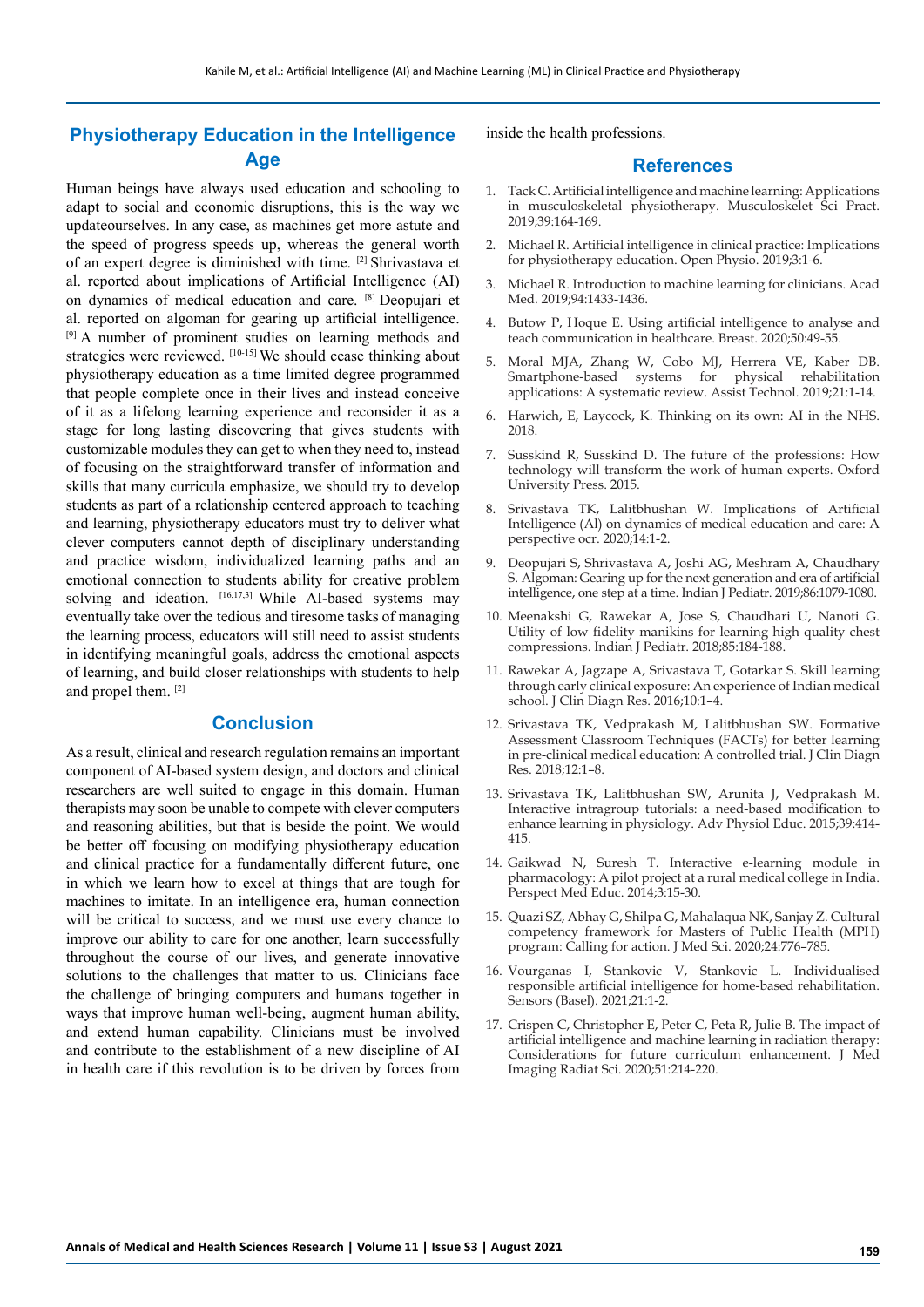## Physiotherapy Education in the Intelligence Age

Human beings have always used education and schooling to adapt to social and economic disruptions, this is the way we updateourselves. In any case, as machines get more astute and the speed of progress speeds up, whereas the general worth of an expert degree is diminished with time. [2] Shrivastava et al. reported about implications of Artificial Intelligence (AI) on dynamics of medical education and care. [8] Deopujari et al. reported on algoman for gearing up artificial intelligence. [9] A number of prominent studies on learning methods and strategies were reviewed. [10-15] We should cease thinking about physiotherapy education as a time limited degree programmed that people complete once in their lives and instead conceive of it as a lifelong learning experience and reconsider it as a stage for long lasting discovering that gives students with customizable modules they can get to when they need to, instead of focusing on the straightforward transfer of information and skills that many curricula emphasize, we should try to develop students as part of a relationship centered approach to teaching and learning, physiotherapy educators must try to deliver what clever computers cannot depth of disciplinary understanding and practice wisdom, individualized learning paths and an emotional connection to students ability for creative problem solving and ideation. [16,17,3] While AI-based systems may eventually take over the tedious and tiresome tasks of managing the learning process, educators will still need to assist students in identifying meaningful goals, address the emotional aspects of learning, and build closer relationships with students to help and propel them. [2]

## Conclusion

As a result, clinical and research regulation remains an important component of AI-based system design, and doctors and clinical researchers are well suited to engage in this domain. Human therapists may soon be unable to compete with clever computers and reasoning abilities, but that is beside the point. We would be better off focusing on modifying physiotherapy education and clinical practice for a fundamentally different future, one in which we learn how to excel at things that are tough for machines to imitate. In an intelligence era, human connection will be critical to success, and we must use every chance to improve our ability to care for one another, learn successfully throughout the course of our lives, and generate innovative solutions to the challenges that matter to us. Clinicians face the challenge of bringing computers and humans together in ways that improve human well-being, augment human ability, and extend human capability. Clinicians must be involved and contribute to the establishment of a new discipline of AI in health care if this revolution is to be driven by forces from inside the health professions.

## References

1. Tack C. Artificial intelligence and machine learning: Applications in musculoskeletal physiotherapy. Musculoskelet Sci Pract. 2019;39:164-169.
2. Michael R. Artificial intelligence in clinical practice: Implications for physiotherapy education. Open Physio. 2019;3:1-6.
3. Michael R. Introduction to machine learning for clinicians. Acad Med. 2019;94:1433-1436.
4. Butow P, Hoque E. Using artificial intelligence to analyse and teach communication in healthcare. Breast. 2020;50:49-55.
5. Moral MJA, Zhang W, Cobo MJ, Herrera VE, Kaber DB. Smartphone-based systems for physical rehabilitation applications: A systematic review. Assist Technol. 2019;21:1-14.
6. Harwich, E, Laycock, K. Thinking on its own: AI in the NHS. 2018.
7. Susskind R, Susskind D. The future of the professions: How technology will transform the work of human experts. Oxford University Press. 2015.
8. Srivastava TK, Lalitbhushan W. Implications of Artificial Intelligence (AI) on dynamics of medical education and care: A perspective ocr. 2020;14:1-2.
9. Deopujari S, Shrivastava A, Joshi AG, Meshram A, Chaudhary S. Algoman: Gearing up for the next generation and era of artificial intelligence, one step at a time. Indian J Pediatr. 2019;86:1079-1080.
10. Meenakshi G, Rawekar A, Jose S, Chaudhari U, Nanoti G. Utility of low fidelity manikins for learning high quality chest compressions. Indian J Pediatr. 2018;85:184-188.
11. Rawekar A, Jagzape A, Srivastava T, Gotarkar S. Skill learning through early clinical exposure: An experience of Indian medical school. J Clin Diagn Res. 2016;10:1–4.
12. Srivastava TK, Vedprakash M, Lalitbhushan SW. Formative Assessment Classroom Techniques (FACTs) for better learning in pre-clinical medical education: A controlled trial. J Clin Diagn Res. 2018;12:1–8.
13. Srivastava TK, Lalitbhushan SW, Arunita J, Vedprakash M. Interactive intragroup tutorials: a need-based modification to enhance learning in physiology. Adv Physiol Educ. 2015;39:414-415.
14. Gaikwad N, Suresh T. Interactive e-learning module in pharmacology: A pilot project at a rural medical college in India. Perspect Med Educ. 2014;3:15-30.
15. Quazi SZ, Abhay G, Shilpa G, Mahalaqua NK, Sanjay Z. Cultural competency framework for Masters of Public Health (MPH) program: Calling for action. J Med Sci. 2020;24:776–785.
16. Vourganas I, Stankovic V, Stankovic L. Individualised responsible artificial intelligence for home-based rehabilitation. Sensors (Basel). 2021;21:1-2.
17. Crispen C, Christopher E, Peter C, Peta R, Julie B. The impact of artificial intelligence and machine learning in radiation therapy: Considerations for future curriculum enhancement. J Med Imaging Radiat Sci. 2020;51:214-220.